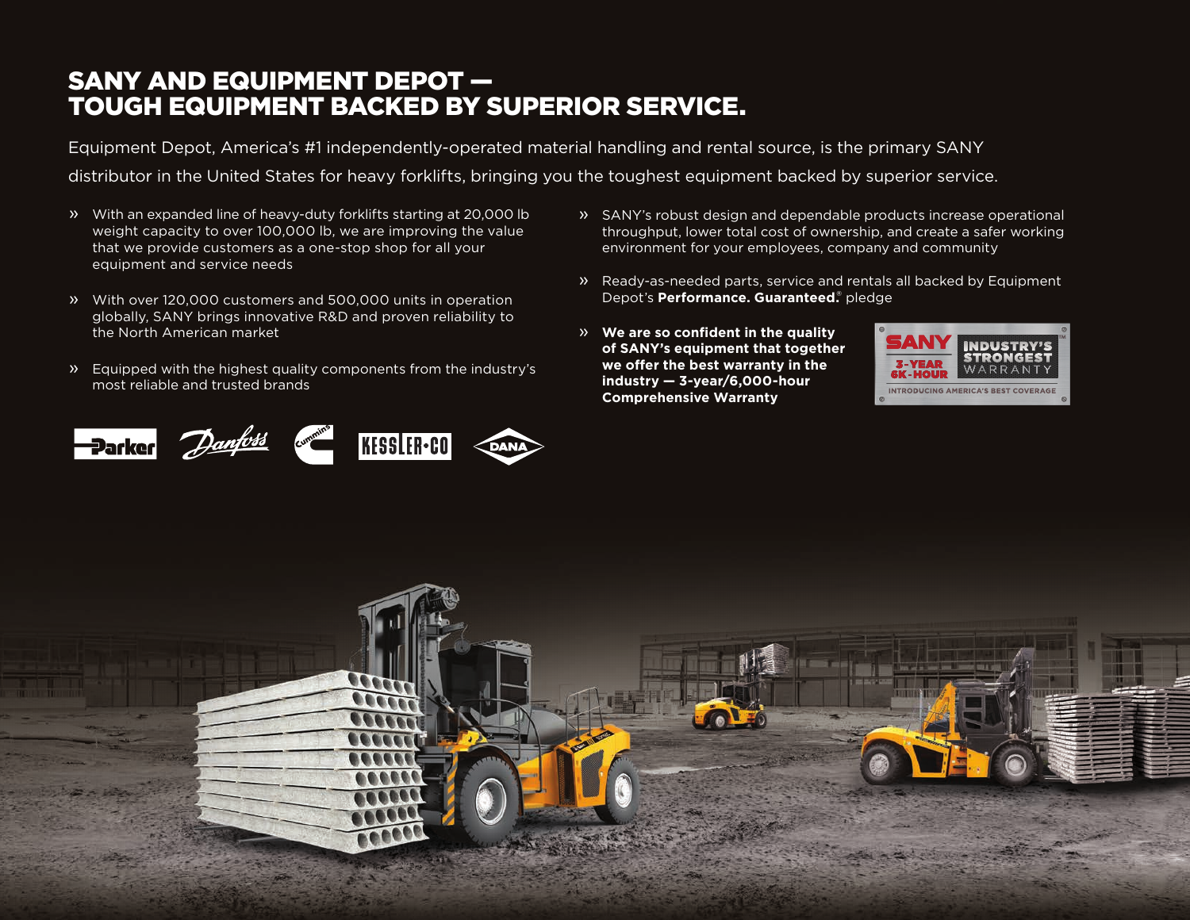# SANY AND EQUIPMENT DEPOT — TOUGH EQUIPMENT BACKED BY SUPERIOR SERVICE.

Equipment Depot, America's #1 independently-operated material handling and rental source, is the primary SANY distributor in the United States for heavy forklifts, bringing you the toughest equipment backed by superior service.

- With an expanded line of heavy-duty forklifts starting at 20,000 lb weight capacity to over 100,000 lb, we are improving the value that we provide customers as a one-stop shop for all your equipment and service needs
- With over 120,000 customers and 500,000 units in operation globally, SANY brings innovative R&D and proven reliability to the North American market
- Equipped with the highest quality components from the industry's most reliable and trusted brands
- SANY's robust design and dependable products increase operational throughput, lower total cost of ownership, and create a safer working environment for your employees, company and community
- Ready-as-needed parts, service and rentals all backed by Equipment Depot's **Performance. Guaranteed.®** pledge
- **We are so confident in the quality of SANY's equipment that together we offer the best warranty in the industry — 3-year/6,000-hour Comprehensive Warranty**

SANY 3-YEAR 6K-HOUR INDUSTRY'S STRONGEST WARRANTY™
INTRODUCING AMERICA'S BEST COVERAGE

Parker Danfoss Cummins KESSLER+CO DANA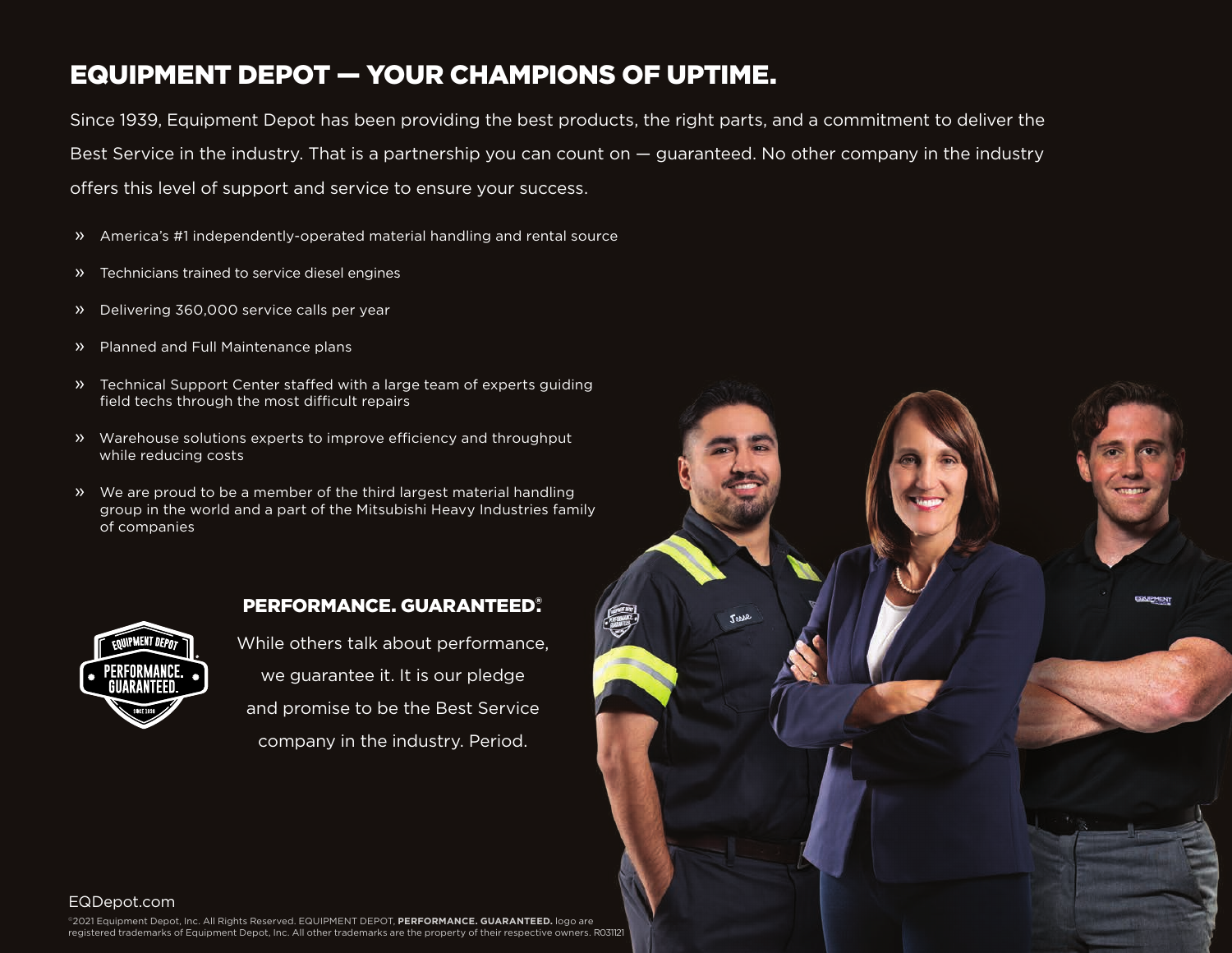# EQUIPMENT DEPOT — YOUR CHAMPIONS OF UPTIME.

Since 1939, Equipment Depot has been providing the best products, the right parts, and a commitment to deliver the Best Service in the industry. That is a partnership you can count on — guaranteed. No other company in the industry offers this level of support and service to ensure your success.

- America's #1 independently-operated material handling and rental source
- Technicians trained to service diesel engines
- Delivering 360,000 service calls per year
- Planned and Full Maintenance plans
- Technical Support Center staffed with a large team of experts guiding field techs through the most difficult repairs
- Warehouse solutions experts to improve efficiency and throughput while reducing costs
- We are proud to be a member of the third largest material handling group in the world and a part of the Mitsubishi Heavy Industries family of companies

## PERFORMANCE. GUARANTEED.®

While others talk about performance, we guarantee it. It is our pledge and promise to be the Best Service company in the industry. Period.

EQDepot.com

©2021 Equipment Depot, Inc. All Rights Reserved. EQUIPMENT DEPOT, **PERFORMANCE. GUARANTEED.** logo are registered trademarks of Equipment Depot, Inc. All other trademarks are the property of their respective owners. R031121